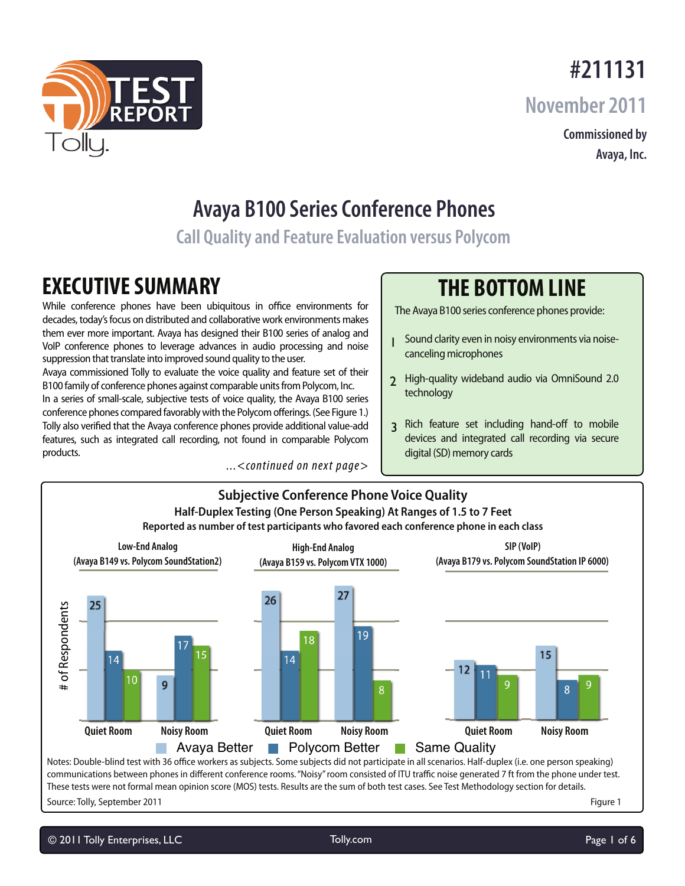# #211131

November 2011

Commissioned by
Avaya, Inc.

# Avaya B100 Series Conference Phones

## Call Quality and Feature Evaluation versus Polycom

## EXECUTIVE SUMMARY

While conference phones have been ubiquitous in office environments for decades, today's focus on distributed and collaborative work environments makes them ever more important. Avaya has designed their B100 series of analog and VoIP conference phones to leverage advances in audio processing and noise suppression that translate into improved sound quality to the user.

Avaya commissioned Tolly to evaluate the voice quality and feature set of their B100 family of conference phones against comparable units from Polycom, Inc.

In a series of small-scale, subjective tests of voice quality, the Avaya B100 series conference phones compared favorably with the Polycom offerings. (See Figure 1.)

Tolly also verified that the Avaya conference phones provide additional value-add features, such as integrated call recording, not found in comparable Polycom products.

*...<continued on next page>*

## THE BOTTOM LINE

The Avaya B100 series conference phones provide:

1. Sound clarity even in noisy environments via noise-canceling microphones
2. High-quality wideband audio via OmniSound 2.0 technology
3. Rich feature set including hand-off to mobile devices and integrated call recording via secure digital (SD) memory cards

**Subjective Conference Phone Voice Quality**

**Half-Duplex Testing (One Person Speaking) At Ranges of 1.5 to 7 Feet**

**Reported as number of test participants who favored each conference phone in each class**

| Class | Room | Avaya Better | Polycom Better | Same Quality |
|---|---|---|---|---|
| Low-End Analog (Avaya B149 vs. Polycom SoundStation2) | Quiet Room | 25 | 14 | 10 |
| | Noisy Room | 9 | 17 | 15 |
| High-End Analog (Avaya B159 vs. Polycom VTX 1000) | Quiet Room | 26 | 14 | 18 |
| | Noisy Room | 27 | 19 | 8 |
| SIP (VoIP) (Avaya B179 vs. Polycom SoundStation IP 6000) | Quiet Room | 12 | 11 | 9 |
| | Noisy Room | 15 | 8 | 9 |

Notes: Double-blind test with 36 office workers as subjects. Some subjects did not participate in all scenarios. Half-duplex (i.e. one person speaking) communications between phones in different conference rooms. "Noisy" room consisted of ITU traffic noise generated 7 ft from the phone under test. These tests were not formal mean opinion score (MOS) tests. Results are the sum of both test cases. See Test Methodology section for details.

Source: Tolly, September 2011

Figure 1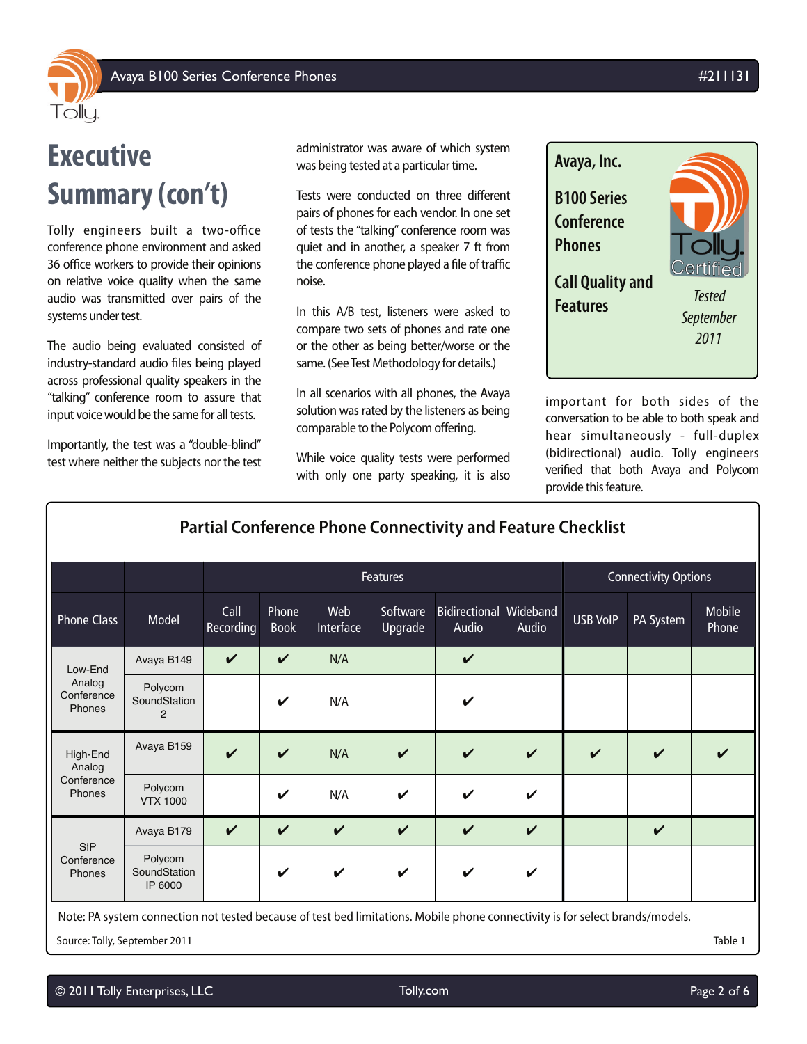# Executive Summary (con't)

Tolly engineers built a two-office conference phone environment and asked 36 office workers to provide their opinions on relative voice quality when the same audio was transmitted over pairs of the systems under test.

The audio being evaluated consisted of industry-standard audio files being played across professional quality speakers in the "talking" conference room to assure that input voice would be the same for all tests.

Importantly, the test was a "double-blind" test where neither the subjects nor the test administrator was aware of which system was being tested at a particular time.

Tests were conducted on three different pairs of phones for each vendor. In one set of tests the "talking" conference room was quiet and in another, a speaker 7 ft from the conference phone played a file of traffic noise.

In this A/B test, listeners were asked to compare two sets of phones and rate one or the other as being better/worse or the same. (See Test Methodology for details.)

In all scenarios with all phones, the Avaya solution was rated by the listeners as being comparable to the Polycom offering.

While voice quality tests were performed with only one party speaking, it is also important for both sides of the conversation to be able to both speak and hear simultaneously - full-duplex (bidirectional) audio. Tolly engineers verified that both Avaya and Polycom provide this feature.

**Avaya, Inc.**

**B100 Series Conference Phones**

**Call Quality and Features**

Tolly Certified

*Tested September 2011*

## Partial Conference Phone Connectivity and Feature Checklist

| | | Features | | | | | | Connectivity Options | | |
|---|---|---|---|---|---|---|---|---|---|---|
| Phone Class | Model | Call Recording | Phone Book | Web Interface | Software Upgrade | Bidirectional Audio | Wideband Audio | USB VoIP | PA System | Mobile Phone |
| Low-End Analog Conference Phones | Avaya B149 | ✔ | ✔ | N/A | | ✔ | | | | |
| | Polycom SoundStation 2 | | ✔ | N/A | | ✔ | | | | |
| High-End Analog Conference Phones | Avaya B159 | ✔ | ✔ | N/A | ✔ | ✔ | ✔ | ✔ | ✔ | ✔ |
| | Polycom VTX 1000 | | ✔ | N/A | ✔ | ✔ | ✔ | | | |
| SIP Conference Phones | Avaya B179 | ✔ | ✔ | ✔ | ✔ | ✔ | ✔ | | ✔ | |
| | Polycom SoundStation IP 6000 | | ✔ | ✔ | ✔ | ✔ | ✔ | | | |

Note: PA system connection not tested because of test bed limitations. Mobile phone connectivity is for select brands/models.

Source: Tolly, September 2011

Table 1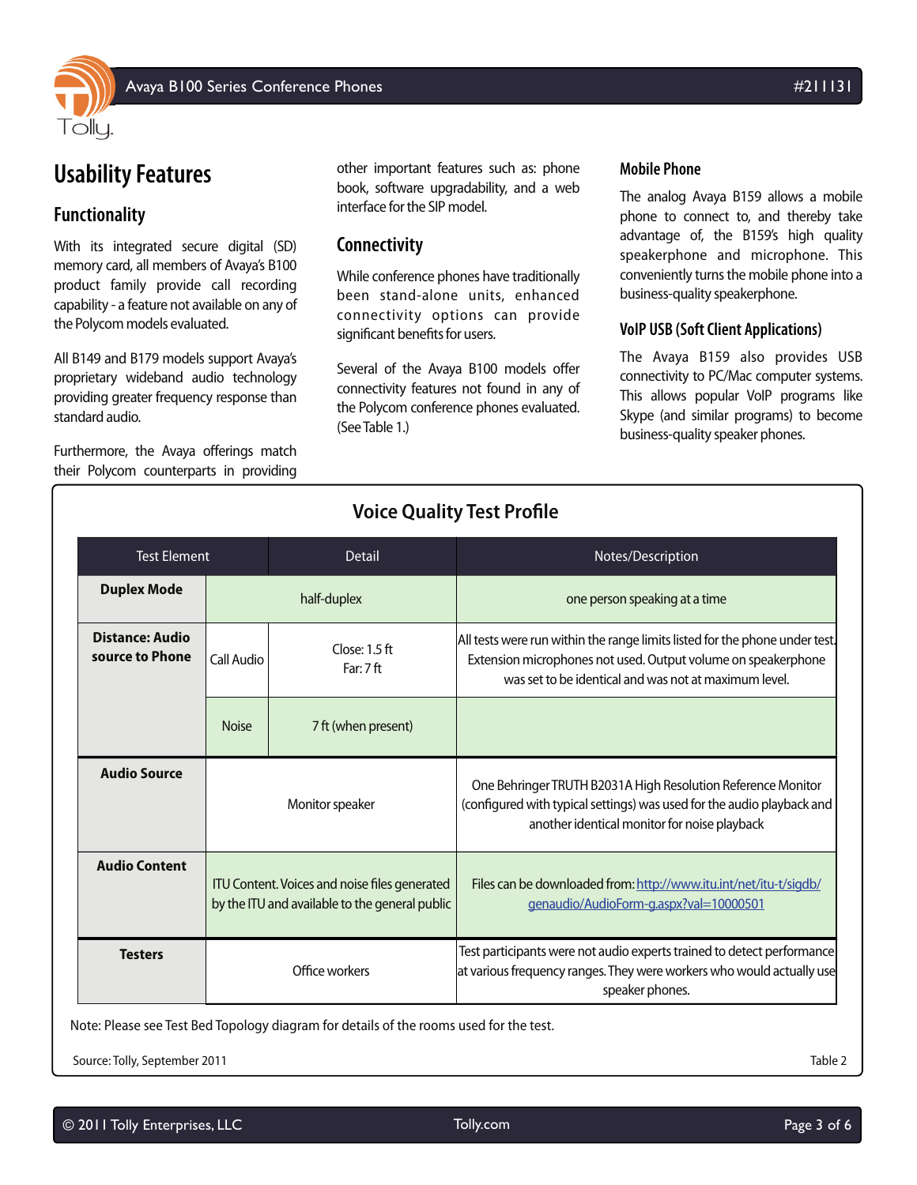## Usability Features

### Functionality

With its integrated secure digital (SD) memory card, all members of Avaya's B100 product family provide call recording capability - a feature not available on any of the Polycom models evaluated.

All B149 and B179 models support Avaya's proprietary wideband audio technology providing greater frequency response than standard audio.

Furthermore, the Avaya offerings match their Polycom counterparts in providing other important features such as: phone book, software upgradability, and a web interface for the SIP model.

### Connectivity

While conference phones have traditionally been stand-alone units, enhanced connectivity options can provide significant benefits for users.

Several of the Avaya B100 models offer connectivity features not found in any of the Polycom conference phones evaluated. (See Table 1.)

#### Mobile Phone

The analog Avaya B159 allows a mobile phone to connect to, and thereby take advantage of, the B159's high quality speakerphone and microphone. This conveniently turns the mobile phone into a business-quality speakerphone.

#### VoIP USB (Soft Client Applications)

The Avaya B159 also provides USB connectivity to PC/Mac computer systems. This allows popular VoIP programs like Skype (and similar programs) to become business-quality speaker phones.

**Voice Quality Test Profile**

| Test Element | Detail | | Notes/Description |
|---|---|---|---|
| **Duplex Mode** | half-duplex | | one person speaking at a time |
| **Distance: Audio source to Phone** | Call Audio | Close: 1.5 ft<br>Far: 7 ft | All tests were run within the range limits listed for the phone under test. Extension microphones not used. Output volume on speakerphone was set to be identical and was not at maximum level. |
| | Noise | 7 ft (when present) | |
| **Audio Source** | Monitor speaker | | One Behringer TRUTH B2031A High Resolution Reference Monitor (configured with typical settings) was used for the audio playback and another identical monitor for noise playback |
| **Audio Content** | ITU Content. Voices and noise files generated by the ITU and available to the general public | | Files can be downloaded from: http://www.itu.int/net/itu-t/sigdb/genaudio/AudioForm-g.aspx?val=10000501 |
| **Testers** | Office workers | | Test participants were not audio experts trained to detect performance at various frequency ranges. They were workers who would actually use speaker phones. |

Note: Please see Test Bed Topology diagram for details of the rooms used for the test.

Source: Tolly, September 2011

Table 2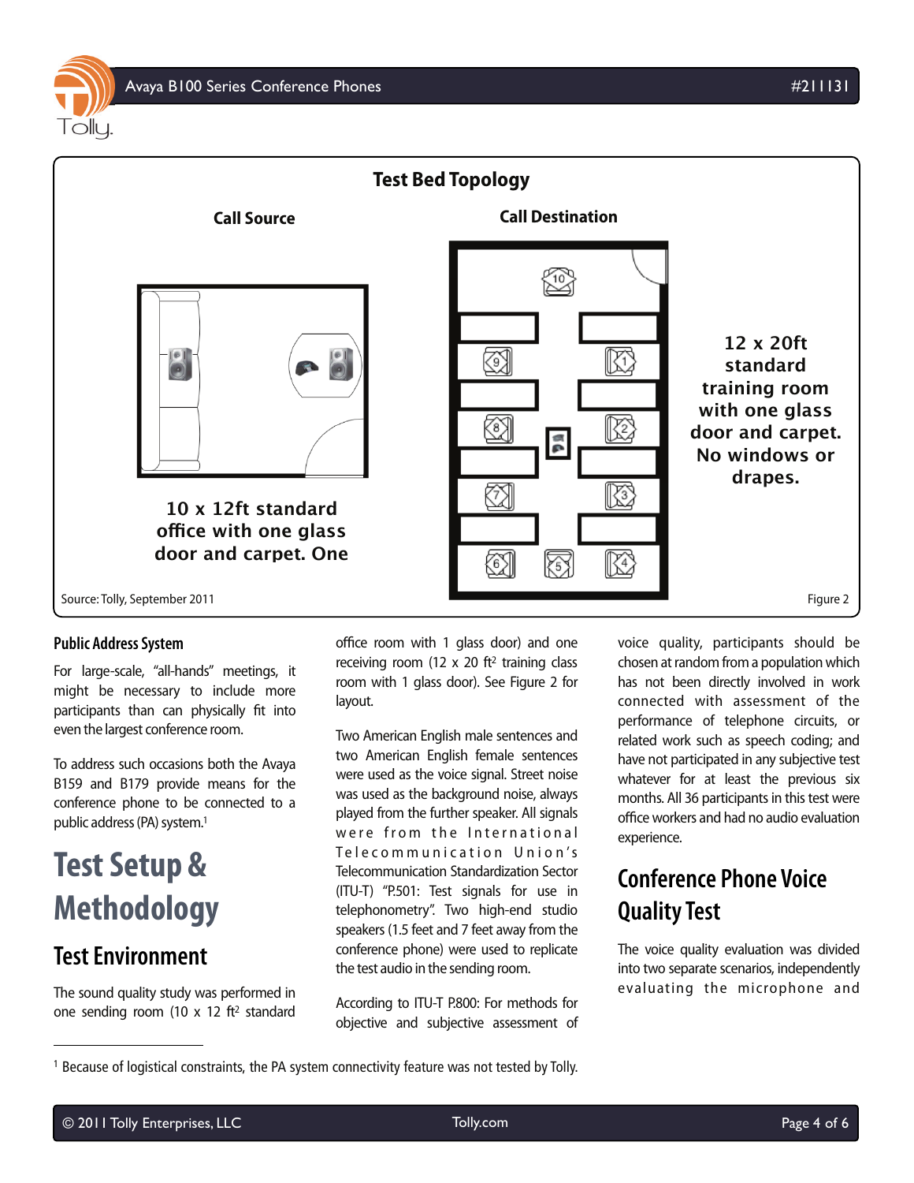**Test Bed Topology**

**Call Source**

10 x 12ft standard office with one glass door and carpet. One

**Call Destination**

12 x 20ft standard training room with one glass door and carpet. No windows or drapes.

Source: Tolly, September 2011

Figure 2

### Public Address System

For large-scale, "all-hands" meetings, it might be necessary to include more participants than can physically fit into even the largest conference room.

To address such occasions both the Avaya B159 and B179 provide means for the conference phone to be connected to a public address (PA) system.[1]

# Test Setup & Methodology

## Test Environment

The sound quality study was performed in one sending room (10 x 12 ft² standard office room with 1 glass door) and one receiving room (12 x 20 ft² training class room with 1 glass door). See Figure 2 for layout.

Two American English male sentences and two American English female sentences were used as the voice signal. Street noise was used as the background noise, always played from the further speaker. All signals were from the International Telecommunication Union's Telecommunication Standardization Sector (ITU-T) "P.501: Test signals for use in telephonometry". Two high-end studio speakers (1.5 feet and 7 feet away from the conference phone) were used to replicate the test audio in the sending room.

According to ITU-T P.800: For methods for objective and subjective assessment of voice quality, participants should be chosen at random from a population which has not been directly involved in work connected with assessment of the performance of telephone circuits, or related work such as speech coding; and have not participated in any subjective test whatever for at least the previous six months. All 36 participants in this test were office workers and had no audio evaluation experience.

## Conference Phone Voice Quality Test

The voice quality evaluation was divided into two separate scenarios, independently evaluating the microphone and

[1] Because of logistical constraints, the PA system connectivity feature was not tested by Tolly.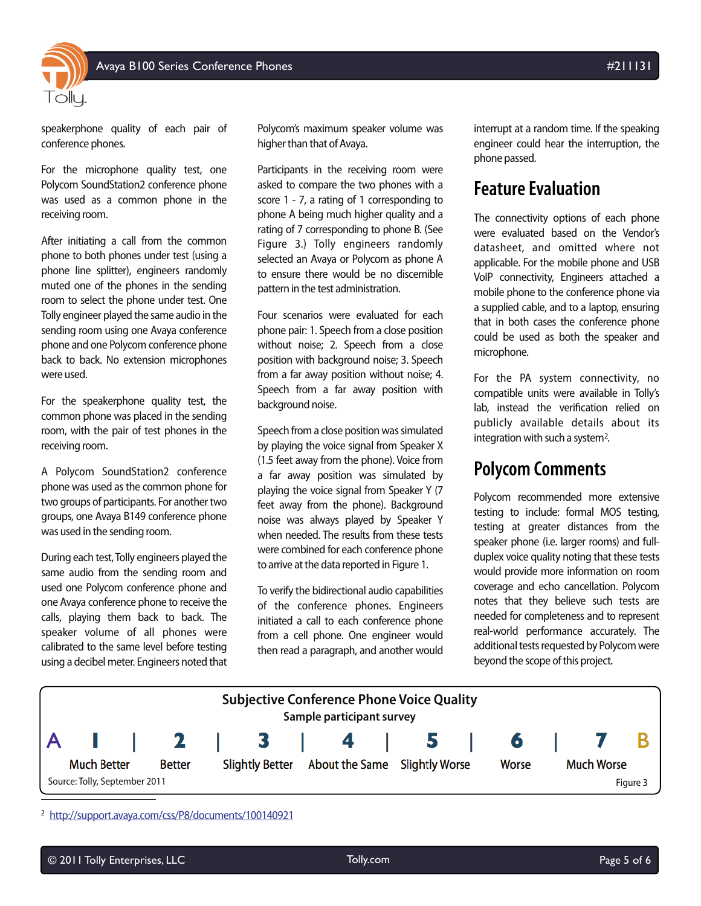speakerphone quality of each pair of conference phones.

For the microphone quality test, one Polycom SoundStation2 conference phone was used as a common phone in the receiving room.

After initiating a call from the common phone to both phones under test (using a phone line splitter), engineers randomly muted one of the phones in the sending room to select the phone under test. One Tolly engineer played the same audio in the sending room using one Avaya conference phone and one Polycom conference phone back to back. No extension microphones were used.

For the speakerphone quality test, the common phone was placed in the sending room, with the pair of test phones in the receiving room.

A Polycom SoundStation2 conference phone was used as the common phone for two groups of participants. For another two groups, one Avaya B149 conference phone was used in the sending room.

During each test, Tolly engineers played the same audio from the sending room and used one Polycom conference phone and one Avaya conference phone to receive the calls, playing them back to back. The speaker volume of all phones were calibrated to the same level before testing using a decibel meter. Engineers noted that Polycom's maximum speaker volume was higher than that of Avaya.

Participants in the receiving room were asked to compare the two phones with a score 1 - 7, a rating of 1 corresponding to phone A being much higher quality and a rating of 7 corresponding to phone B. (See Figure 3.) Tolly engineers randomly selected an Avaya or Polycom as phone A to ensure there would be no discernible pattern in the test administration.

Four scenarios were evaluated for each phone pair: 1. Speech from a close position without noise; 2. Speech from a close position with background noise; 3. Speech from a far away position without noise; 4. Speech from a far away position with background noise.

Speech from a close position was simulated by playing the voice signal from Speaker X (1.5 feet away from the phone). Voice from a far away position was simulated by playing the voice signal from Speaker Y (7 feet away from the phone). Background noise was always played by Speaker Y when needed. The results from these tests were combined for each conference phone to arrive at the data reported in Figure 1.

To verify the bidirectional audio capabilities of the conference phones. Engineers initiated a call to each conference phone from a cell phone. One engineer would then read a paragraph, and another would interrupt at a random time. If the speaking engineer could hear the interruption, the phone passed.

## Feature Evaluation

The connectivity options of each phone were evaluated based on the Vendor's datasheet, and omitted where not applicable. For the mobile phone and USB VoIP connectivity, Engineers attached a mobile phone to the conference phone via a supplied cable, and to a laptop, ensuring that in both cases the conference phone could be used as both the speaker and microphone.

For the PA system connectivity, no compatible units were available in Tolly's lab, instead the verification relied on publicly available details about its integration with such a system[2].

## Polycom Comments

Polycom recommended more extensive testing to include: formal MOS testing, testing at greater distances from the speaker phone (i.e. larger rooms) and full-duplex voice quality noting that these tests would provide more information on room coverage and echo cancellation. Polycom notes that they believe such tests are needed for completeness and to represent real-world performance accurately. The additional tests requested by Polycom were beyond the scope of this project.

**Subjective Conference Phone Voice Quality**

**Sample participant survey**

| A | 1 | 2 | 3 | 4 | 5 | 6 | 7 | B |
|---|---|---|---|---|---|---|---|---|
| | Much Better | Better | Slightly Better | About the Same | Slightly Worse | Worse | Much Worse | |

Source: Tolly, September 2011

Figure 3

[2] http://support.avaya.com/css/P8/documents/100140921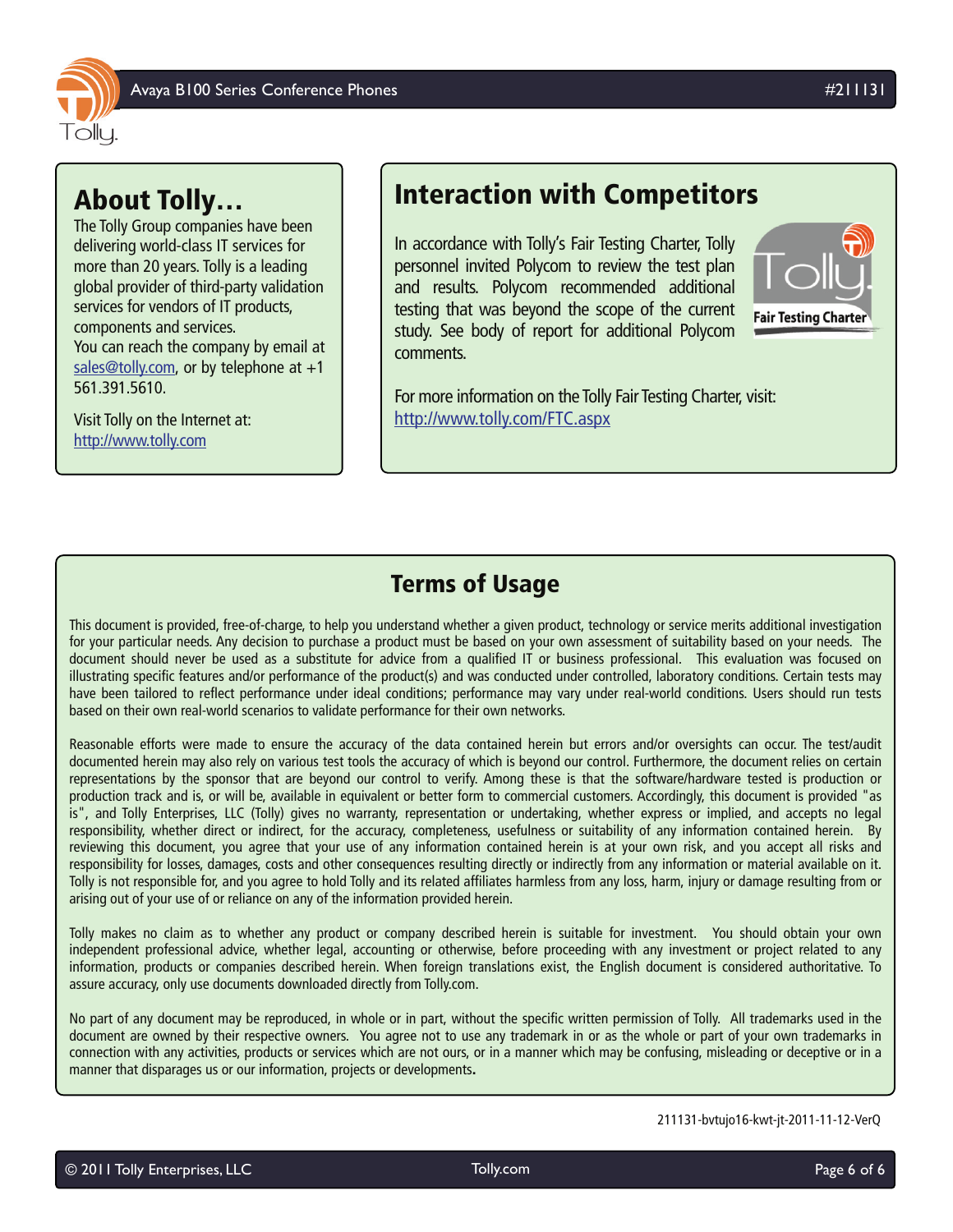## About Tolly…

The Tolly Group companies have been delivering world-class IT services for more than 20 years. Tolly is a leading global provider of third-party validation services for vendors of IT products, components and services.

You can reach the company by email at sales@tolly.com, or by telephone at +1 561.391.5610.

Visit Tolly on the Internet at: http://www.tolly.com

## Interaction with Competitors

In accordance with Tolly's Fair Testing Charter, Tolly personnel invited Polycom to review the test plan and results. Polycom recommended additional testing that was beyond the scope of the current study. See body of report for additional Polycom comments.

Tolly Fair Testing Charter

For more information on the Tolly Fair Testing Charter, visit: http://www.tolly.com/FTC.aspx

## Terms of Usage

This document is provided, free-of-charge, to help you understand whether a given product, technology or service merits additional investigation for your particular needs. Any decision to purchase a product must be based on your own assessment of suitability based on your needs. The document should never be used as a substitute for advice from a qualified IT or business professional. This evaluation was focused on illustrating specific features and/or performance of the product(s) and was conducted under controlled, laboratory conditions. Certain tests may have been tailored to reflect performance under ideal conditions; performance may vary under real-world conditions. Users should run tests based on their own real-world scenarios to validate performance for their own networks.

Reasonable efforts were made to ensure the accuracy of the data contained herein but errors and/or oversights can occur. The test/audit documented herein may also rely on various test tools the accuracy of which is beyond our control. Furthermore, the document relies on certain representations by the sponsor that are beyond our control to verify. Among these is that the software/hardware tested is production or production track and is, or will be, available in equivalent or better form to commercial customers. Accordingly, this document is provided "as is", and Tolly Enterprises, LLC (Tolly) gives no warranty, representation or undertaking, whether express or implied, and accepts no legal responsibility, whether direct or indirect, for the accuracy, completeness, usefulness or suitability of any information contained herein. By reviewing this document, you agree that your use of any information contained herein is at your own risk, and you accept all risks and responsibility for losses, damages, costs and other consequences resulting directly or indirectly from any information or material available on it. Tolly is not responsible for, and you agree to hold Tolly and its related affiliates harmless from any loss, harm, injury or damage resulting from or arising out of your use of or reliance on any of the information provided herein.

Tolly makes no claim as to whether any product or company described herein is suitable for investment. You should obtain your own independent professional advice, whether legal, accounting or otherwise, before proceeding with any investment or project related to any information, products or companies described herein. When foreign translations exist, the English document is considered authoritative. To assure accuracy, only use documents downloaded directly from Tolly.com.

No part of any document may be reproduced, in whole or in part, without the specific written permission of Tolly. All trademarks used in the document are owned by their respective owners. You agree not to use any trademark in or as the whole or part of your own trademarks in connection with any activities, products or services which are not ours, or in a manner which may be confusing, misleading or deceptive or in a manner that disparages us or our information, projects or developments.

211131-bvtujo16-kwt-jt-2011-11-12-VerQ